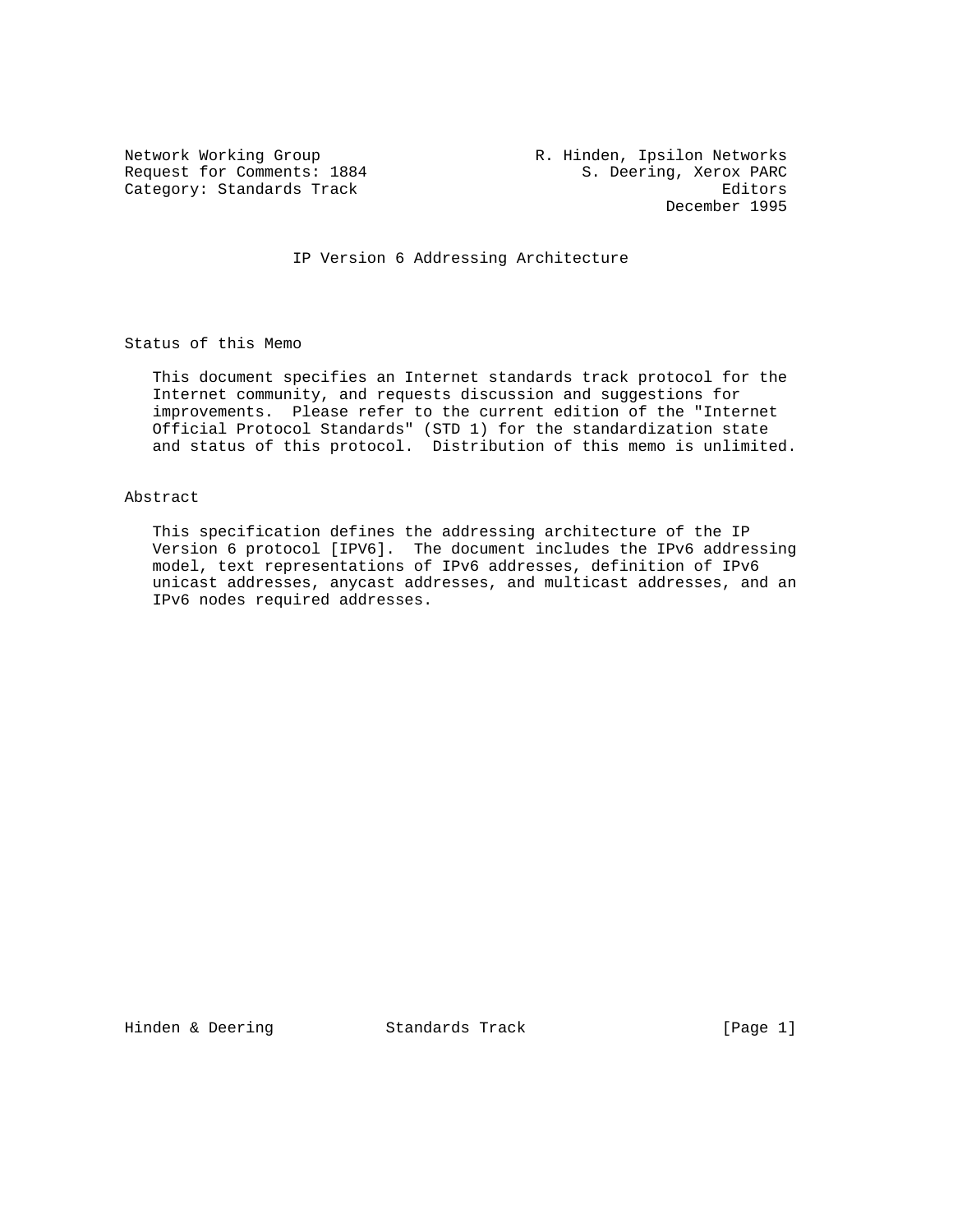Network Working Group — R. Hinden, Ipsilon Networks
Request for Comments: 1884 — S. Deering, Xerox PARC
Category: Standards Track — Editors
December 1995

# IP Version 6 Addressing Architecture

## Status of this Memo

This document specifies an Internet standards track protocol for the Internet community, and requests discussion and suggestions for improvements. Please refer to the current edition of the "Internet Official Protocol Standards" (STD 1) for the standardization state and status of this protocol. Distribution of this memo is unlimited.

## Abstract

This specification defines the addressing architecture of the IP Version 6 protocol [IPV6]. The document includes the IPv6 addressing model, text representations of IPv6 addresses, definition of IPv6 unicast addresses, anycast addresses, and multicast addresses, and an IPv6 nodes required addresses.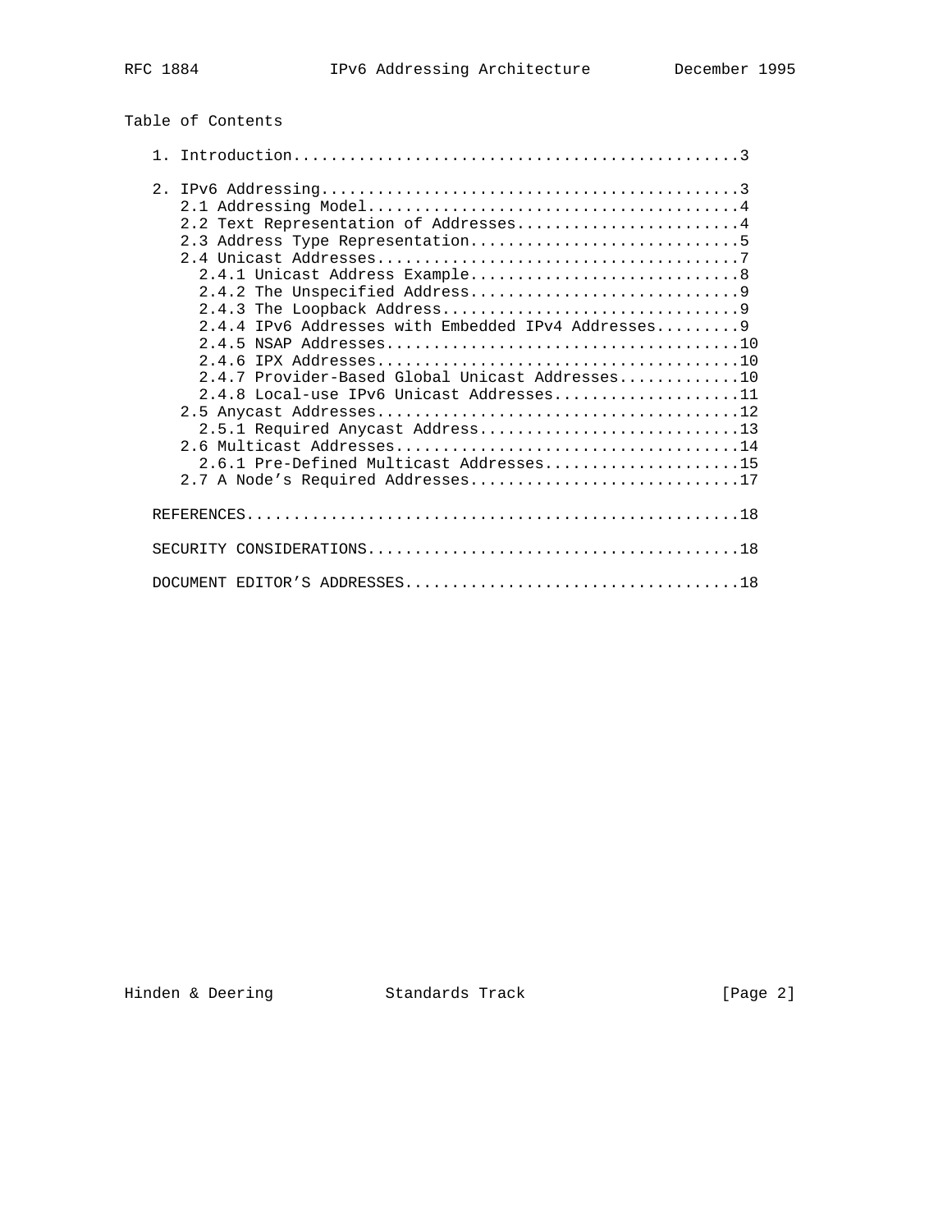Table of Contents

```
   1. Introduction................................................3

   2. IPv6 Addressing.............................................3
      2.1 Addressing Model........................................4
      2.2 Text Representation of Addresses........................4
      2.3 Address Type Representation.............................5
      2.4 Unicast Addresses.......................................7
        2.4.1 Unicast Address Example.............................8
        2.4.2 The Unspecified Address.............................9
        2.4.3 The Loopback Address................................9
        2.4.4 IPv6 Addresses with Embedded IPv4 Addresses.........9
        2.4.5 NSAP Addresses.....................................10
        2.4.6 IPX Addresses......................................10
        2.4.7 Provider-Based Global Unicast Addresses............10
        2.4.8 Local-use IPv6 Unicast Addresses...................11
      2.5 Anycast Addresses......................................12
        2.5.1 Required Anycast Address...........................13
      2.6 Multicast Addresses....................................14
        2.6.1 Pre-Defined Multicast Addresses....................15
      2.7 A Node's Required Addresses............................17

   REFERENCES....................................................18

   SECURITY CONSIDERATIONS.......................................18

   DOCUMENT EDITOR'S ADDRESSES...................................18
```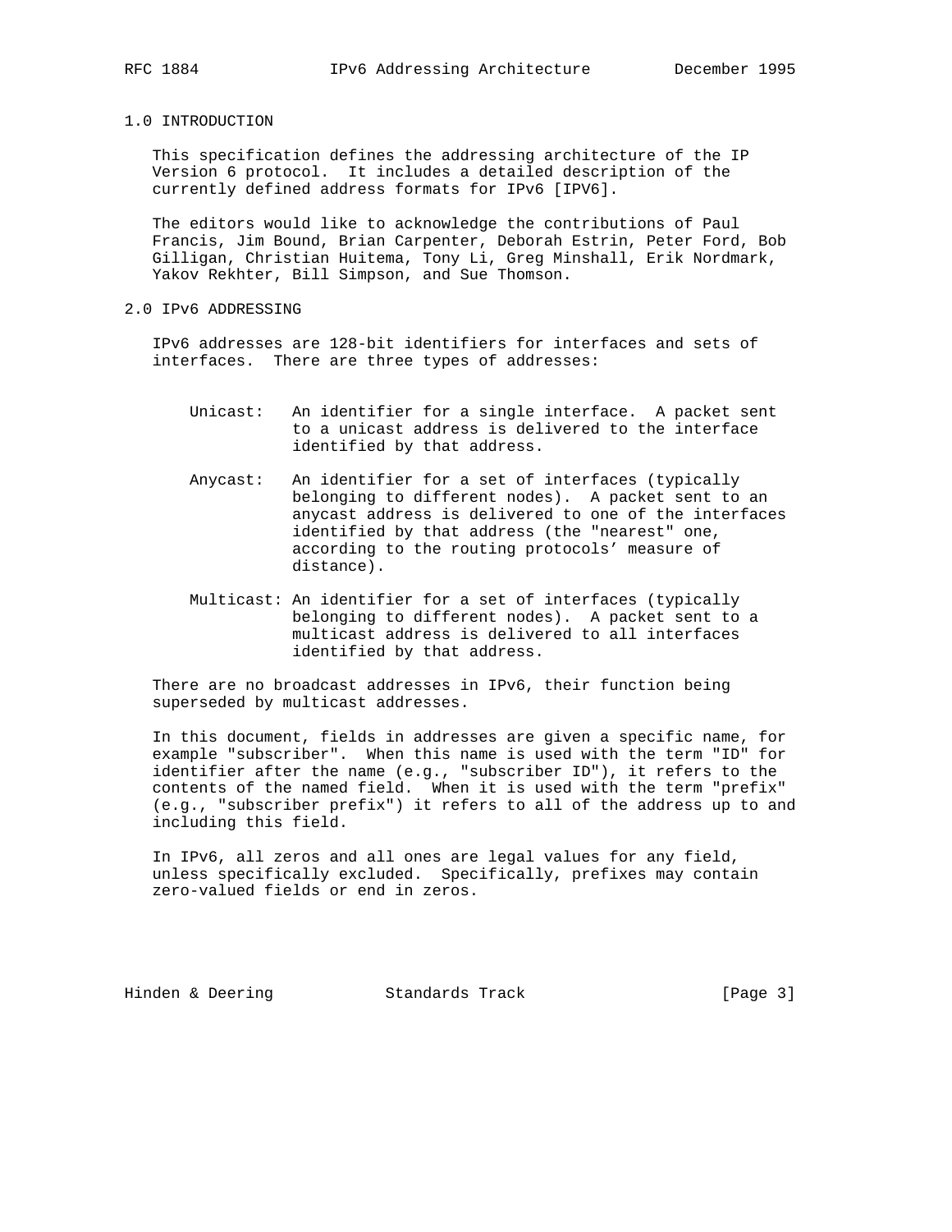## 1.0 INTRODUCTION

This specification defines the addressing architecture of the IP Version 6 protocol. It includes a detailed description of the currently defined address formats for IPv6 [IPV6].

The editors would like to acknowledge the contributions of Paul Francis, Jim Bound, Brian Carpenter, Deborah Estrin, Peter Ford, Bob Gilligan, Christian Huitema, Tony Li, Greg Minshall, Erik Nordmark, Yakov Rekhter, Bill Simpson, and Sue Thomson.

## 2.0 IPv6 ADDRESSING

IPv6 addresses are 128-bit identifiers for interfaces and sets of interfaces. There are three types of addresses:

- Unicast: An identifier for a single interface. A packet sent to a unicast address is delivered to the interface identified by that address.

- Anycast: An identifier for a set of interfaces (typically belonging to different nodes). A packet sent to an anycast address is delivered to one of the interfaces identified by that address (the "nearest" one, according to the routing protocols' measure of distance).

- Multicast: An identifier for a set of interfaces (typically belonging to different nodes). A packet sent to a multicast address is delivered to all interfaces identified by that address.

There are no broadcast addresses in IPv6, their function being superseded by multicast addresses.

In this document, fields in addresses are given a specific name, for example "subscriber". When this name is used with the term "ID" for identifier after the name (e.g., "subscriber ID"), it refers to the contents of the named field. When it is used with the term "prefix" (e.g., "subscriber prefix") it refers to all of the address up to and including this field.

In IPv6, all zeros and all ones are legal values for any field, unless specifically excluded. Specifically, prefixes may contain zero-valued fields or end in zeros.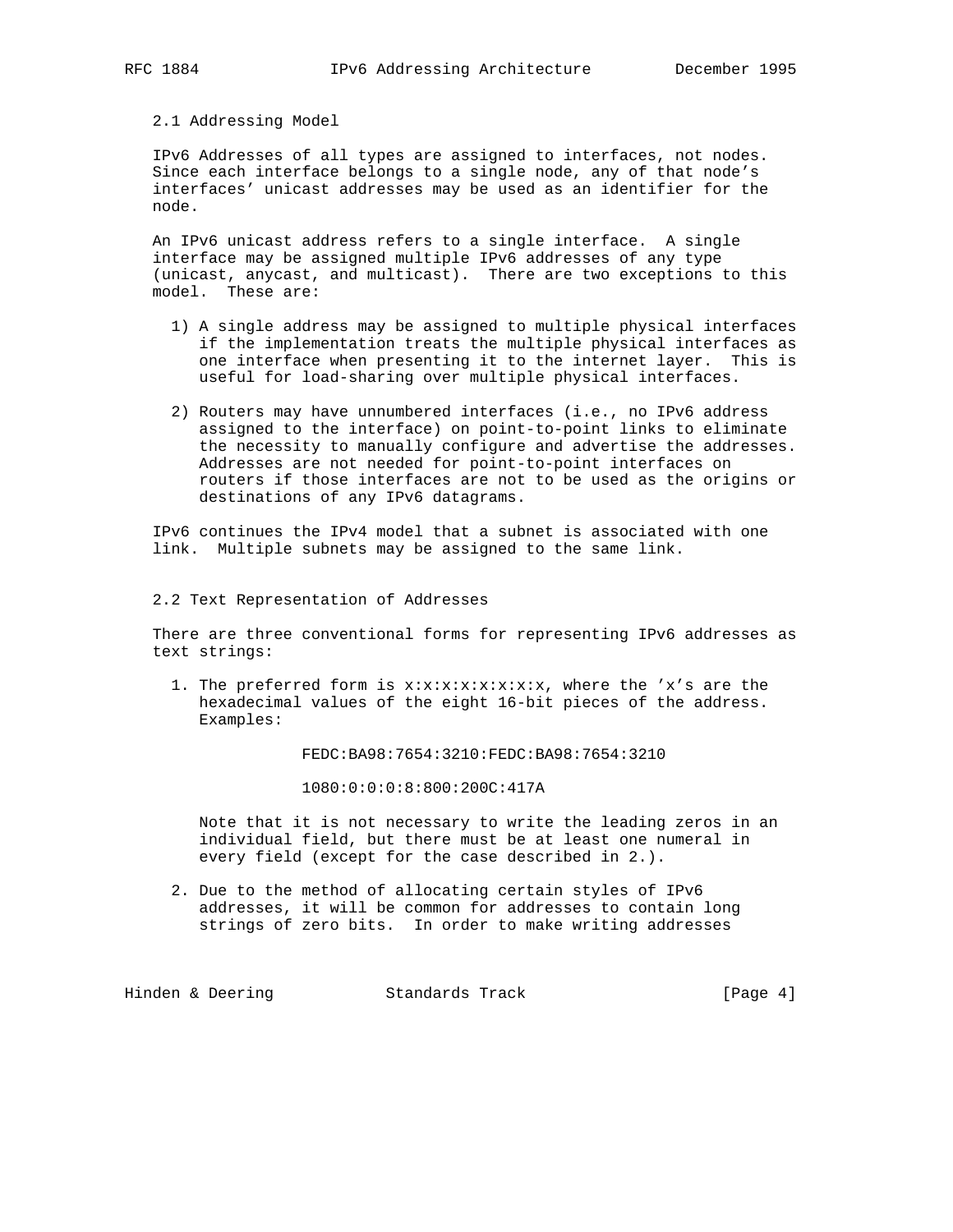### 2.1 Addressing Model

IPv6 Addresses of all types are assigned to interfaces, not nodes. Since each interface belongs to a single node, any of that node's interfaces' unicast addresses may be used as an identifier for the node.

An IPv6 unicast address refers to a single interface. A single interface may be assigned multiple IPv6 addresses of any type (unicast, anycast, and multicast). There are two exceptions to this model. These are:

1) A single address may be assigned to multiple physical interfaces if the implementation treats the multiple physical interfaces as one interface when presenting it to the internet layer. This is useful for load-sharing over multiple physical interfaces.

2) Routers may have unnumbered interfaces (i.e., no IPv6 address assigned to the interface) on point-to-point links to eliminate the necessity to manually configure and advertise the addresses. Addresses are not needed for point-to-point interfaces on routers if those interfaces are not to be used as the origins or destinations of any IPv6 datagrams.

IPv6 continues the IPv4 model that a subnet is associated with one link. Multiple subnets may be assigned to the same link.

### 2.2 Text Representation of Addresses

There are three conventional forms for representing IPv6 addresses as text strings:

1. The preferred form is x:x:x:x:x:x:x:x, where the 'x's are the hexadecimal values of the eight 16-bit pieces of the address. Examples:

```
FEDC:BA98:7654:3210:FEDC:BA98:7654:3210

1080:0:0:0:8:800:200C:417A
```

   Note that it is not necessary to write the leading zeros in an individual field, but there must be at least one numeral in every field (except for the case described in 2.).

2. Due to the method of allocating certain styles of IPv6 addresses, it will be common for addresses to contain long strings of zero bits. In order to make writing addresses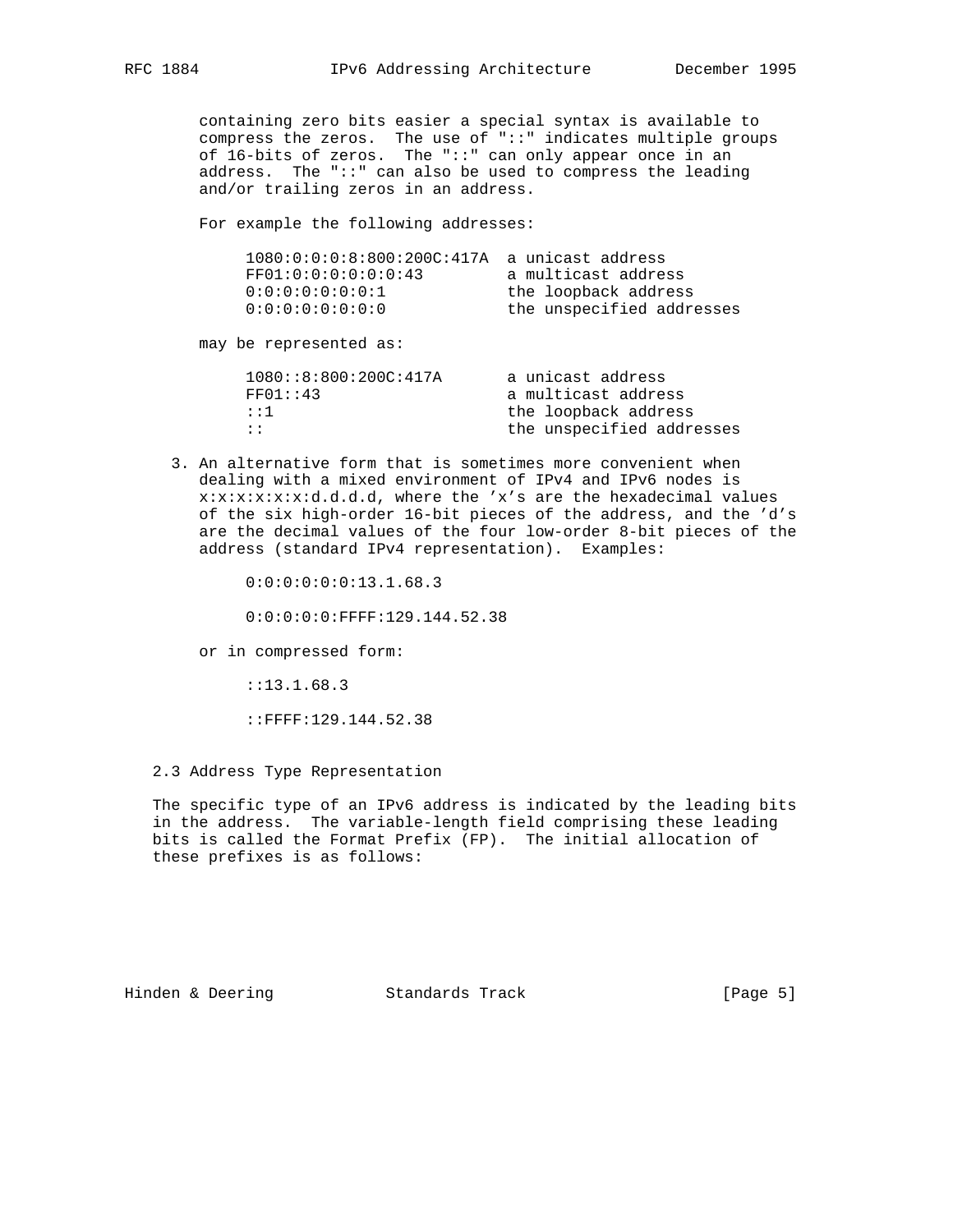containing zero bits easier a special syntax is available to compress the zeros. The use of "::" indicates multiple groups of 16-bits of zeros. The "::" can only appear once in an address. The "::" can also be used to compress the leading and/or trailing zeros in an address.

For example the following addresses:

```
1080:0:0:0:8:800:200C:417A  a unicast address
FF01:0:0:0:0:0:0:43         a multicast address
0:0:0:0:0:0:0:1             the loopback address
0:0:0:0:0:0:0:0             the unspecified addresses
```

may be represented as:

```
1080::8:800:200C:417A       a unicast address
FF01::43                    a multicast address
::1                         the loopback address
::                          the unspecified addresses
```

3. An alternative form that is sometimes more convenient when dealing with a mixed environment of IPv4 and IPv6 nodes is x:x:x:x:x:x:d.d.d.d, where the 'x's are the hexadecimal values of the six high-order 16-bit pieces of the address, and the 'd's are the decimal values of the four low-order 8-bit pieces of the address (standard IPv4 representation). Examples:

```
0:0:0:0:0:0:13.1.68.3

0:0:0:0:0:FFFF:129.144.52.38
```

or in compressed form:

```
::13.1.68.3

::FFFF:129.144.52.38
```

## 2.3 Address Type Representation

The specific type of an IPv6 address is indicated by the leading bits in the address. The variable-length field comprising these leading bits is called the Format Prefix (FP). The initial allocation of these prefixes is as follows: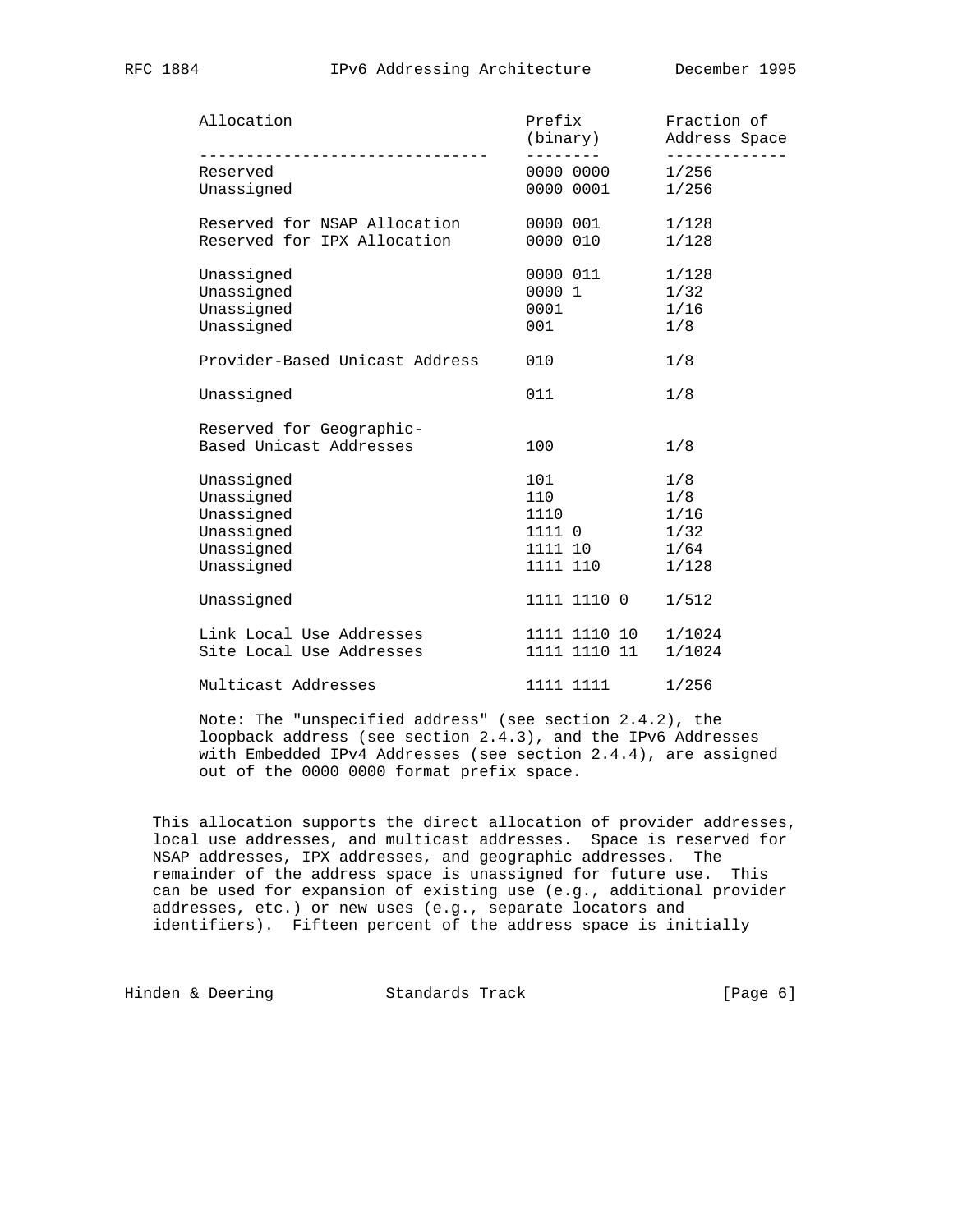| Allocation | Prefix (binary) | Fraction of Address Space |
|---|---|---|
| Reserved | 0000 0000 | 1/256 |
| Unassigned | 0000 0001 | 1/256 |
| Reserved for NSAP Allocation | 0000 001 | 1/128 |
| Reserved for IPX Allocation | 0000 010 | 1/128 |
| Unassigned | 0000 011 | 1/128 |
| Unassigned | 0000 1 | 1/32 |
| Unassigned | 0001 | 1/16 |
| Unassigned | 001 | 1/8 |
| Provider-Based Unicast Address | 010 | 1/8 |
| Unassigned | 011 | 1/8 |
| Reserved for Geographic-Based Unicast Addresses | 100 | 1/8 |
| Unassigned | 101 | 1/8 |
| Unassigned | 110 | 1/8 |
| Unassigned | 1110 | 1/16 |
| Unassigned | 1111 0 | 1/32 |
| Unassigned | 1111 10 | 1/64 |
| Unassigned | 1111 110 | 1/128 |
| Unassigned | 1111 1110 0 | 1/512 |
| Link Local Use Addresses | 1111 1110 10 | 1/1024 |
| Site Local Use Addresses | 1111 1110 11 | 1/1024 |
| Multicast Addresses | 1111 1111 | 1/256 |

Note: The "unspecified address" (see section 2.4.2), the loopback address (see section 2.4.3), and the IPv6 Addresses with Embedded IPv4 Addresses (see section 2.4.4), are assigned out of the 0000 0000 format prefix space.

This allocation supports the direct allocation of provider addresses, local use addresses, and multicast addresses. Space is reserved for NSAP addresses, IPX addresses, and geographic addresses. The remainder of the address space is unassigned for future use. This can be used for expansion of existing use (e.g., additional provider addresses, etc.) or new uses (e.g., separate locators and identifiers). Fifteen percent of the address space is initially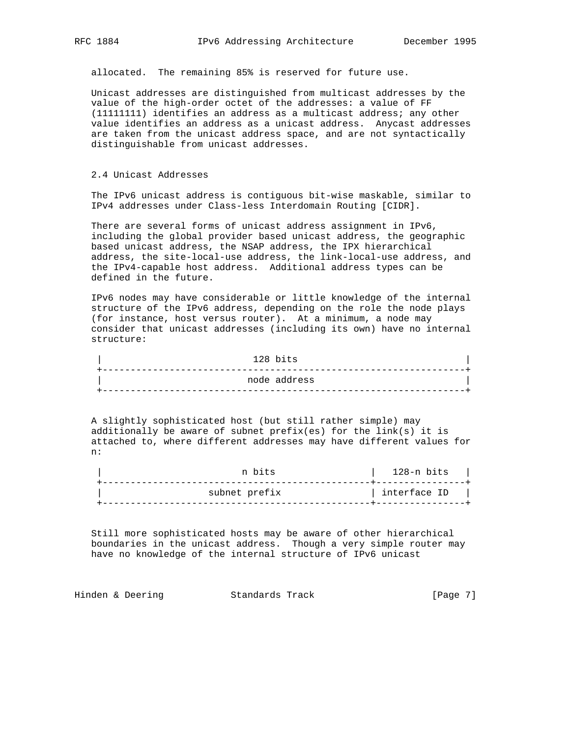allocated. The remaining 85% is reserved for future use.

Unicast addresses are distinguished from multicast addresses by the value of the high-order octet of the addresses: a value of FF (11111111) identifies an address as a multicast address; any other value identifies an address as a unicast address. Anycast addresses are taken from the unicast address space, and are not syntactically distinguishable from unicast addresses.

## 2.4 Unicast Addresses

The IPv6 unicast address is contiguous bit-wise maskable, similar to IPv4 addresses under Class-less Interdomain Routing [CIDR].

There are several forms of unicast address assignment in IPv6, including the global provider based unicast address, the geographic based unicast address, the NSAP address, the IPX hierarchical address, the site-local-use address, the link-local-use address, and the IPv4-capable host address. Additional address types can be defined in the future.

IPv6 nodes may have considerable or little knowledge of the internal structure of the IPv6 address, depending on the role the node plays (for instance, host versus router). At a minimum, a node may consider that unicast addresses (including its own) have no internal structure:

```
|                           128 bits                              |
+-----------------------------------------------------------------+
|                          node address                           |
+-----------------------------------------------------------------+
```

A slightly sophisticated host (but still rather simple) may additionally be aware of subnet prefix(es) for the link(s) it is attached to, where different addresses may have different values for n:

```
|                         n bits                 |   128-n bits   |
+------------------------------------------------+----------------+
|                   subnet prefix                | interface ID   |
+------------------------------------------------+----------------+
```

Still more sophisticated hosts may be aware of other hierarchical boundaries in the unicast address. Though a very simple router may have no knowledge of the internal structure of IPv6 unicast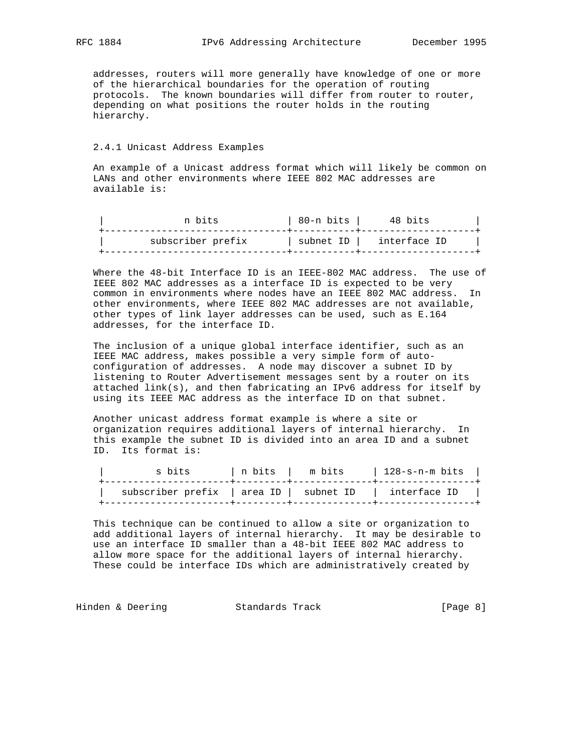addresses, routers will more generally have knowledge of one or more of the hierarchical boundaries for the operation of routing protocols. The known boundaries will differ from router to router, depending on what positions the router holds in the routing hierarchy.

### 2.4.1 Unicast Address Examples

An example of a Unicast address format which will likely be common on LANs and other environments where IEEE 802 MAC addresses are available is:

```
|              n bits            | 80-n bits |     48 bits        |
+--------------------------------+-----------+--------------------+
|        subscriber prefix       | subnet ID |   interface ID     |
+--------------------------------+-----------+--------------------+
```

Where the 48-bit Interface ID is an IEEE-802 MAC address. The use of IEEE 802 MAC addresses as a interface ID is expected to be very common in environments where nodes have an IEEE 802 MAC address. In other environments, where IEEE 802 MAC addresses are not available, other types of link layer addresses can be used, such as E.164 addresses, for the interface ID.

The inclusion of a unique global interface identifier, such as an IEEE MAC address, makes possible a very simple form of auto-configuration of addresses. A node may discover a subnet ID by listening to Router Advertisement messages sent by a router on its attached link(s), and then fabricating an IPv6 address for itself by using its IEEE MAC address as the interface ID on that subnet.

Another unicast address format example is where a site or organization requires additional layers of internal hierarchy. In this example the subnet ID is divided into an area ID and a subnet ID. Its format is:

```
|         s bits       | n bits  |   m bits     | 128-s-n-m bits  |
+----------------------+---------+--------------+-----------------+
|   subscriber prefix  | area ID |  subnet ID   |  interface ID   |
+----------------------+---------+--------------+-----------------+
```

This technique can be continued to allow a site or organization to add additional layers of internal hierarchy. It may be desirable to use an interface ID smaller than a 48-bit IEEE 802 MAC address to allow more space for the additional layers of internal hierarchy. These could be interface IDs which are administratively created by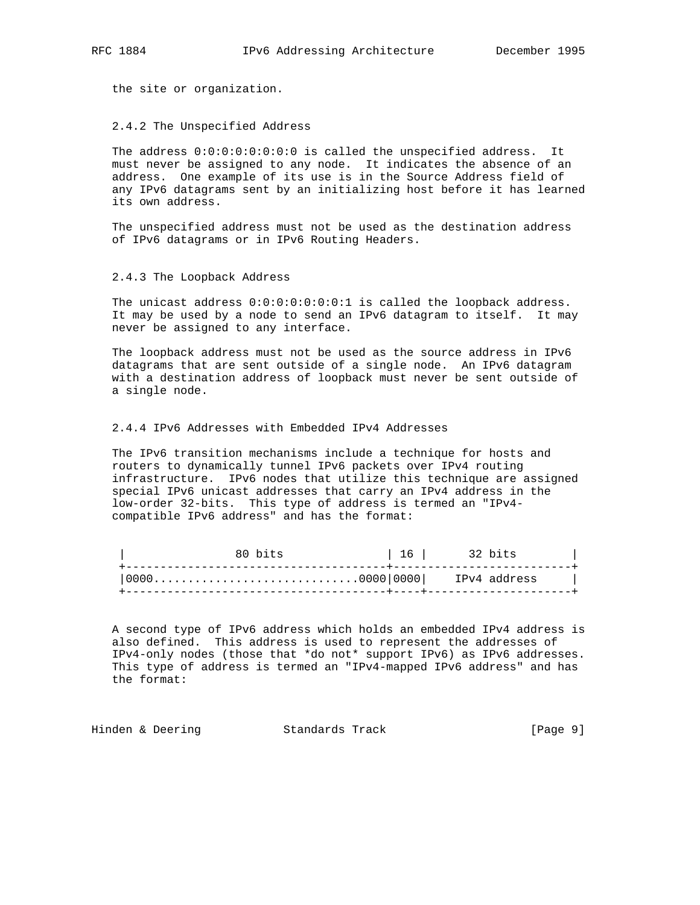the site or organization.

### 2.4.2 The Unspecified Address

The address 0:0:0:0:0:0:0:0 is called the unspecified address. It must never be assigned to any node. It indicates the absence of an address. One example of its use is in the Source Address field of any IPv6 datagrams sent by an initializing host before it has learned its own address.

The unspecified address must not be used as the destination address of IPv6 datagrams or in IPv6 Routing Headers.

### 2.4.3 The Loopback Address

The unicast address 0:0:0:0:0:0:0:1 is called the loopback address. It may be used by a node to send an IPv6 datagram to itself. It may never be assigned to any interface.

The loopback address must not be used as the source address in IPv6 datagrams that are sent outside of a single node. An IPv6 datagram with a destination address of loopback must never be sent outside of a single node.

### 2.4.4 IPv6 Addresses with Embedded IPv4 Addresses

The IPv6 transition mechanisms include a technique for hosts and routers to dynamically tunnel IPv6 packets over IPv4 routing infrastructure. IPv6 nodes that utilize this technique are assigned special IPv6 unicast addresses that carry an IPv4 address in the low-order 32-bits. This type of address is termed an "IPv4-compatible IPv6 address" and has the format:

```
|                80 bits               | 16 |      32 bits        |
+--------------------------------------+--------------------------+
|0000..............................0000|0000|    IPv4 address     |
+--------------------------------------+----+---------------------+
```

A second type of IPv6 address which holds an embedded IPv4 address is also defined. This address is used to represent the addresses of IPv4-only nodes (those that *do not* support IPv6) as IPv6 addresses. This type of address is termed an "IPv4-mapped IPv6 address" and has the format: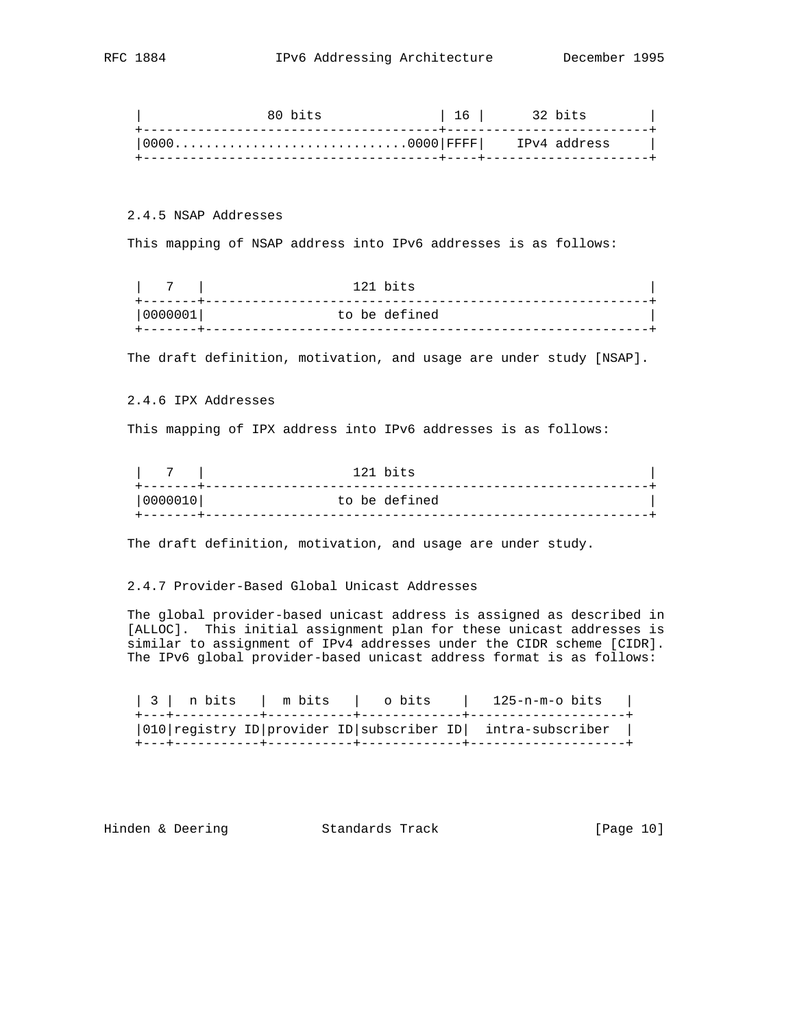```
|                80 bits               | 16 |      32 bits        |
+--------------------------------------+--------------------------+
|0000..............................0000|FFFF|    IPv4 address     |
+--------------------------------------+----+---------------------+
```

### 2.4.5 NSAP Addresses

This mapping of NSAP address into IPv6 addresses is as follows:

```
|   7   |                   121 bits                                |
+-------+-----------------------------------------------------------+
|0000001|                 to be defined                             |
+-------+-----------------------------------------------------------+
```

The draft definition, motivation, and usage are under study [NSAP].

### 2.4.6 IPX Addresses

This mapping of IPX address into IPv6 addresses is as follows:

```
|   7   |                   121 bits                                |
+-------+-----------------------------------------------------------+
|0000010|                 to be defined                             |
+-------+-----------------------------------------------------------+
```

The draft definition, motivation, and usage are under study.

### 2.4.7 Provider-Based Global Unicast Addresses

The global provider-based unicast address is assigned as described in [ALLOC]. This initial assignment plan for these unicast addresses is similar to assignment of IPv4 addresses under the CIDR scheme [CIDR]. The IPv6 global provider-based unicast address format is as follows:

```
| 3 |  n bits   |  m bits   |   o bits    |   125-n-m-o bits   |
+---+-----------+-----------+-------------+--------------------+
|010|registry ID|provider ID|subscriber ID|  intra-subscriber  |
+---+-----------+-----------+-------------+--------------------+
```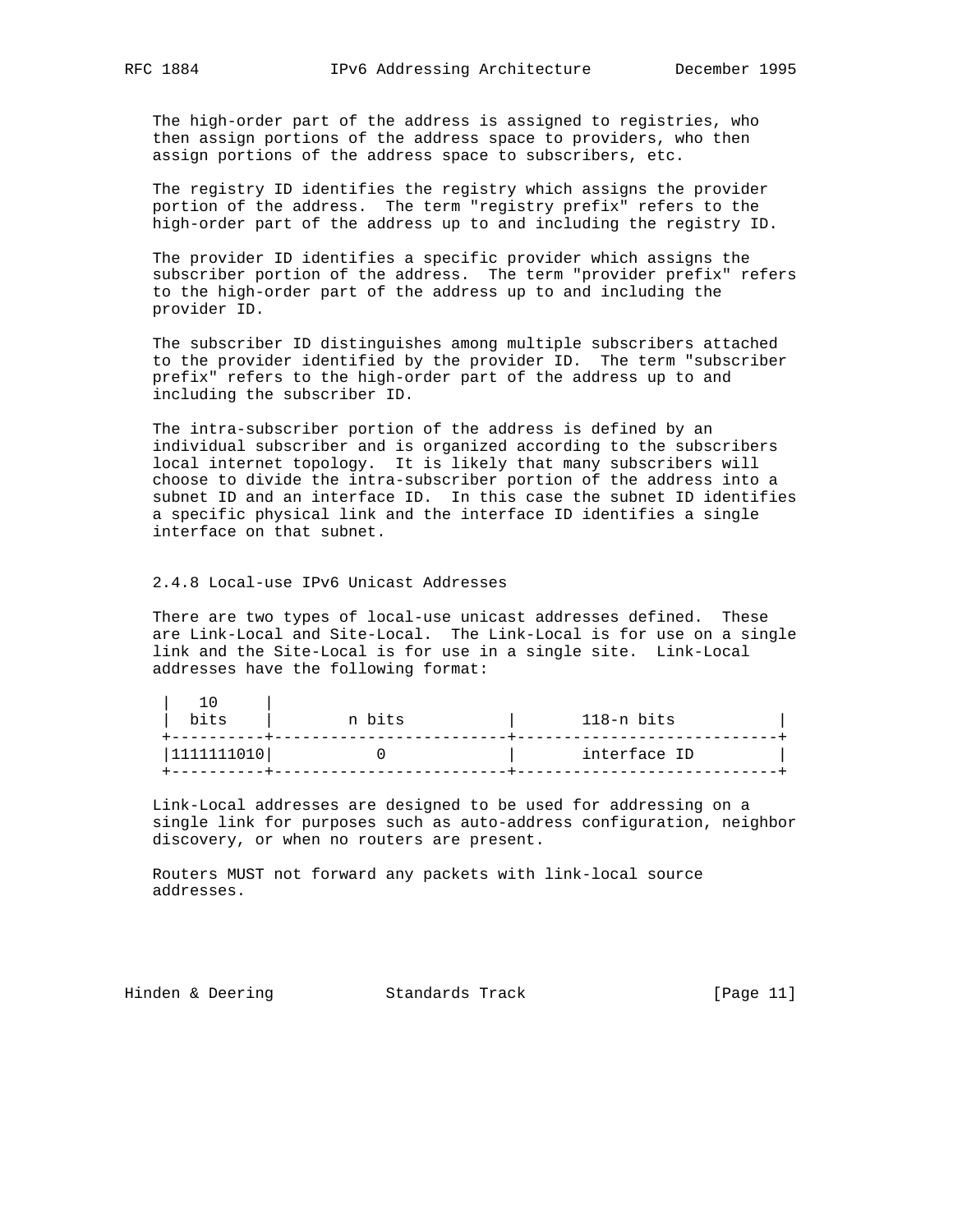The high-order part of the address is assigned to registries, who then assign portions of the address space to providers, who then assign portions of the address space to subscribers, etc.

The registry ID identifies the registry which assigns the provider portion of the address. The term "registry prefix" refers to the high-order part of the address up to and including the registry ID.

The provider ID identifies a specific provider which assigns the subscriber portion of the address. The term "provider prefix" refers to the high-order part of the address up to and including the provider ID.

The subscriber ID distinguishes among multiple subscribers attached to the provider identified by the provider ID. The term "subscriber prefix" refers to the high-order part of the address up to and including the subscriber ID.

The intra-subscriber portion of the address is defined by an individual subscriber and is organized according to the subscribers local internet topology. It is likely that many subscribers will choose to divide the intra-subscriber portion of the address into a subnet ID and an interface ID. In this case the subnet ID identifies a specific physical link and the interface ID identifies a single interface on that subnet.

### 2.4.8 Local-use IPv6 Unicast Addresses

There are two types of local-use unicast addresses defined. These are Link-Local and Site-Local. The Link-Local is for use on a single link and the Site-Local is for use in a single site. Link-Local addresses have the following format:

```
|   10     |
|  bits    |        n bits           |       118-n bits           |
+----------+-------------------------+----------------------------+
|1111111010|           0             |       interface ID         |
+----------+-------------------------+----------------------------+
```

Link-Local addresses are designed to be used for addressing on a single link for purposes such as auto-address configuration, neighbor discovery, or when no routers are present.

Routers MUST not forward any packets with link-local source addresses.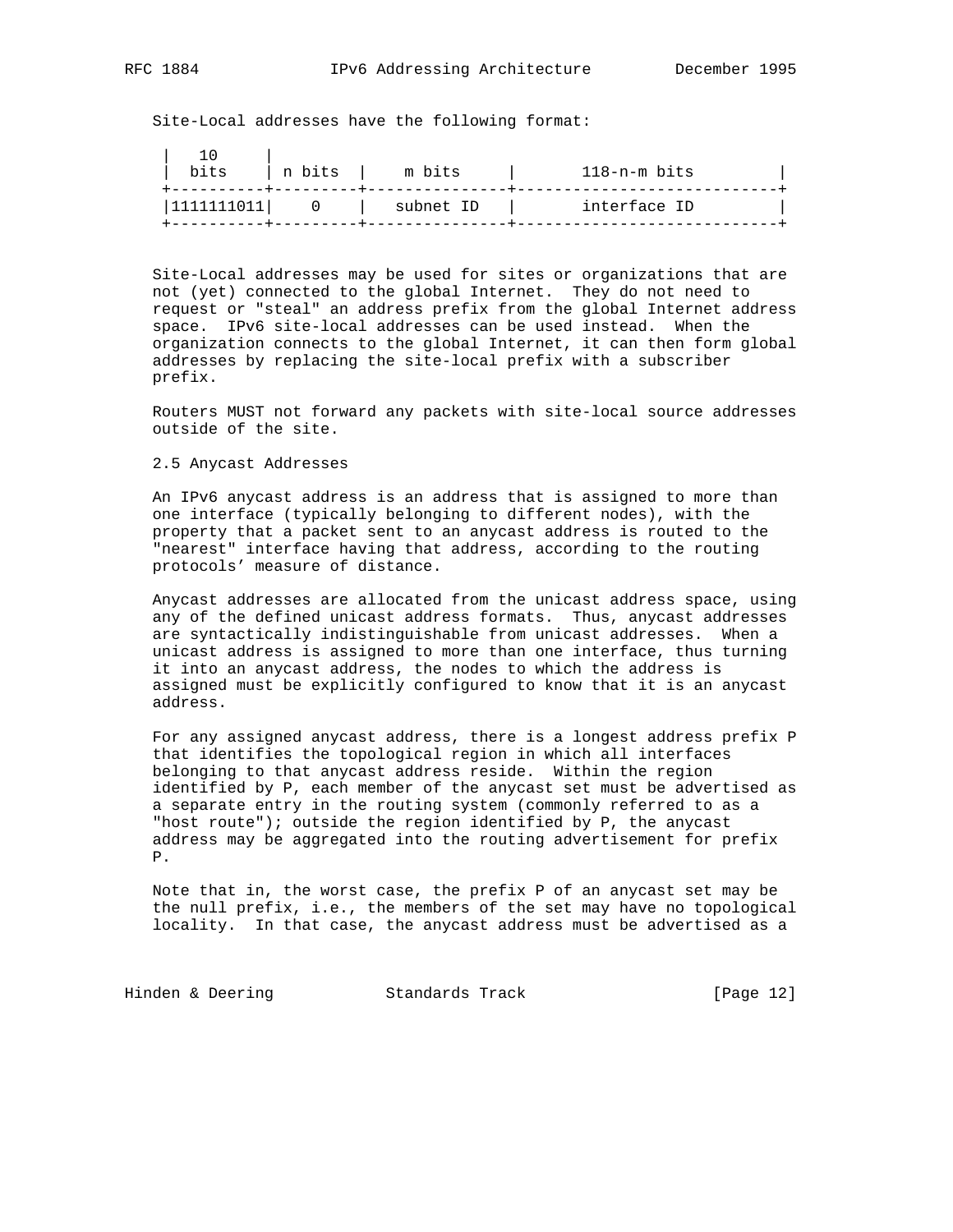Site-Local addresses have the following format:

| 10 bits | n bits | m bits | 118-n-m bits |
| --- | --- | --- | --- |
| 1111111011 | 0 | subnet ID | interface ID |

Site-Local addresses may be used for sites or organizations that are not (yet) connected to the global Internet. They do not need to request or "steal" an address prefix from the global Internet address space. IPv6 site-local addresses can be used instead. When the organization connects to the global Internet, it can then form global addresses by replacing the site-local prefix with a subscriber prefix.

Routers MUST not forward any packets with site-local source addresses outside of the site.

## 2.5 Anycast Addresses

An IPv6 anycast address is an address that is assigned to more than one interface (typically belonging to different nodes), with the property that a packet sent to an anycast address is routed to the "nearest" interface having that address, according to the routing protocols' measure of distance.

Anycast addresses are allocated from the unicast address space, using any of the defined unicast address formats. Thus, anycast addresses are syntactically indistinguishable from unicast addresses. When a unicast address is assigned to more than one interface, thus turning it into an anycast address, the nodes to which the address is assigned must be explicitly configured to know that it is an anycast address.

For any assigned anycast address, there is a longest address prefix P that identifies the topological region in which all interfaces belonging to that anycast address reside. Within the region identified by P, each member of the anycast set must be advertised as a separate entry in the routing system (commonly referred to as a "host route"); outside the region identified by P, the anycast address may be aggregated into the routing advertisement for prefix P.

Note that in, the worst case, the prefix P of an anycast set may be the null prefix, i.e., the members of the set may have no topological locality. In that case, the anycast address must be advertised as a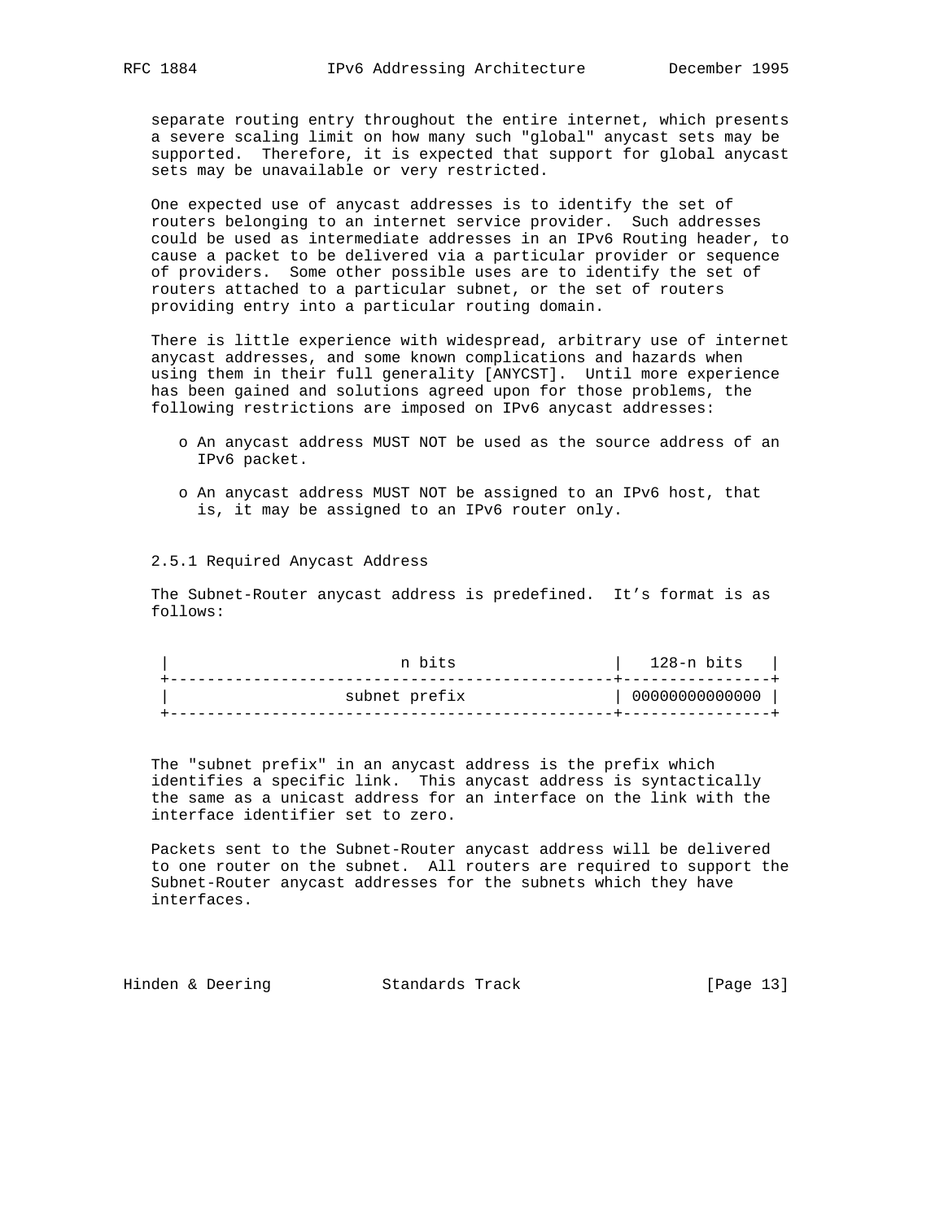separate routing entry throughout the entire internet, which presents a severe scaling limit on how many such "global" anycast sets may be supported. Therefore, it is expected that support for global anycast sets may be unavailable or very restricted.

One expected use of anycast addresses is to identify the set of routers belonging to an internet service provider. Such addresses could be used as intermediate addresses in an IPv6 Routing header, to cause a packet to be delivered via a particular provider or sequence of providers. Some other possible uses are to identify the set of routers attached to a particular subnet, or the set of routers providing entry into a particular routing domain.

There is little experience with widespread, arbitrary use of internet anycast addresses, and some known complications and hazards when using them in their full generality [ANYCST]. Until more experience has been gained and solutions agreed upon for those problems, the following restrictions are imposed on IPv6 anycast addresses:

- An anycast address MUST NOT be used as the source address of an IPv6 packet.
- An anycast address MUST NOT be assigned to an IPv6 host, that is, it may be assigned to an IPv6 router only.

### 2.5.1 Required Anycast Address

The Subnet-Router anycast address is predefined. It's format is as follows:

```
|                         n bits                 |   128-n bits   |
+------------------------------------------------+----------------+
|                   subnet prefix                | 00000000000000 |
+------------------------------------------------+----------------+
```

The "subnet prefix" in an anycast address is the prefix which identifies a specific link. This anycast address is syntactically the same as a unicast address for an interface on the link with the interface identifier set to zero.

Packets sent to the Subnet-Router anycast address will be delivered to one router on the subnet. All routers are required to support the Subnet-Router anycast addresses for the subnets which they have interfaces.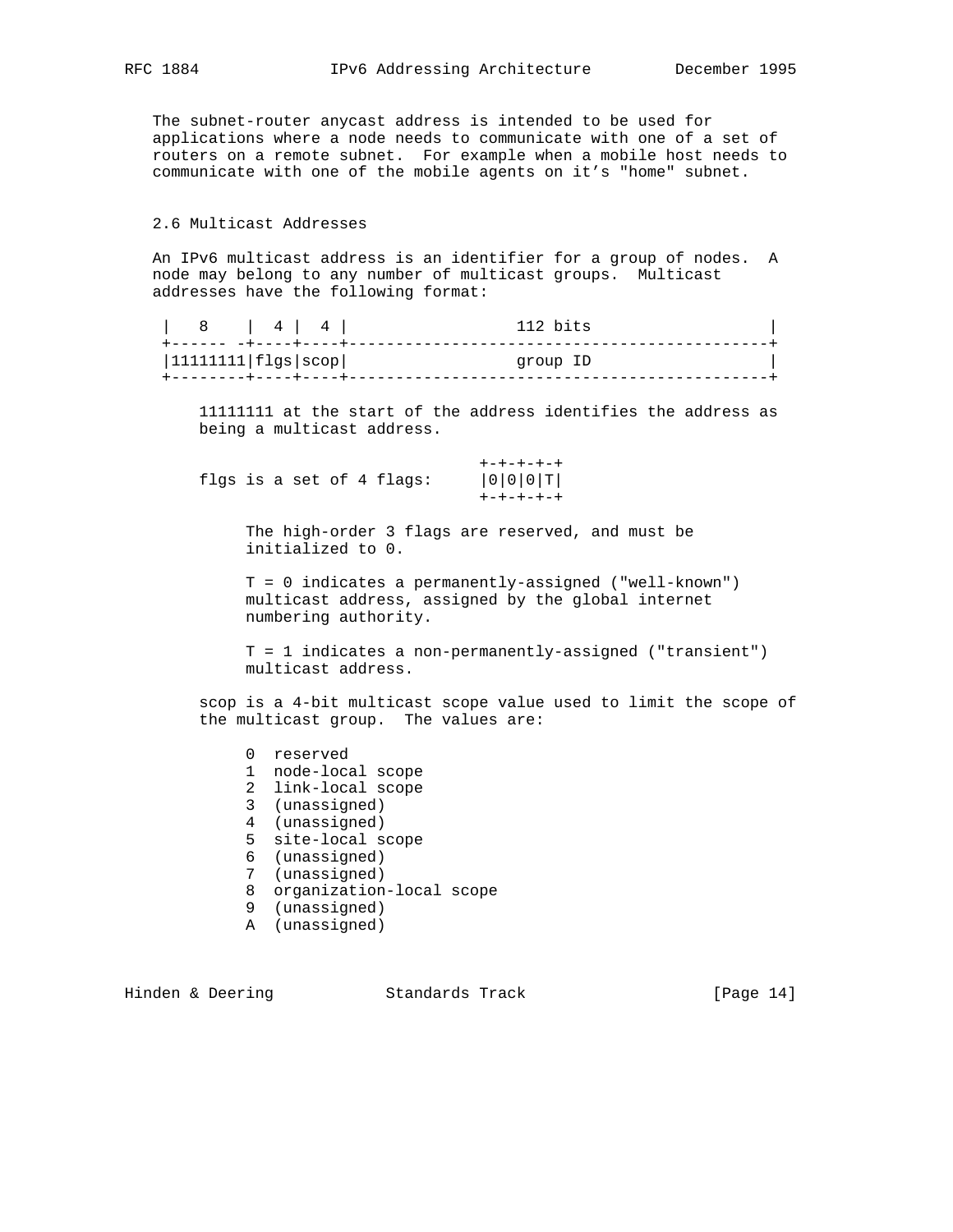The subnet-router anycast address is intended to be used for applications where a node needs to communicate with one of a set of routers on a remote subnet. For example when a mobile host needs to communicate with one of the mobile agents on it's "home" subnet.

## 2.6 Multicast Addresses

An IPv6 multicast address is an identifier for a group of nodes. A node may belong to any number of multicast groups. Multicast addresses have the following format:

```
|   8    |  4 |  4 |                  112 bits                   |
+------- -+----+----+---------------------------------------------+
|11111111|flgs|scop|                  group ID                   |
+--------+----+----+---------------------------------------------+
```

11111111 at the start of the address identifies the address as being a multicast address.

```
                              +-+-+-+-+
flgs is a set of 4 flags:     |0|0|0|T|
                              +-+-+-+-+
```

The high-order 3 flags are reserved, and must be initialized to 0.

T = 0 indicates a permanently-assigned ("well-known") multicast address, assigned by the global internet numbering authority.

T = 1 indicates a non-permanently-assigned ("transient") multicast address.

scop is a 4-bit multicast scope value used to limit the scope of the multicast group. The values are:

```
0  reserved
1  node-local scope
2  link-local scope
3  (unassigned)
4  (unassigned)
5  site-local scope
6  (unassigned)
7  (unassigned)
8  organization-local scope
9  (unassigned)
A  (unassigned)
```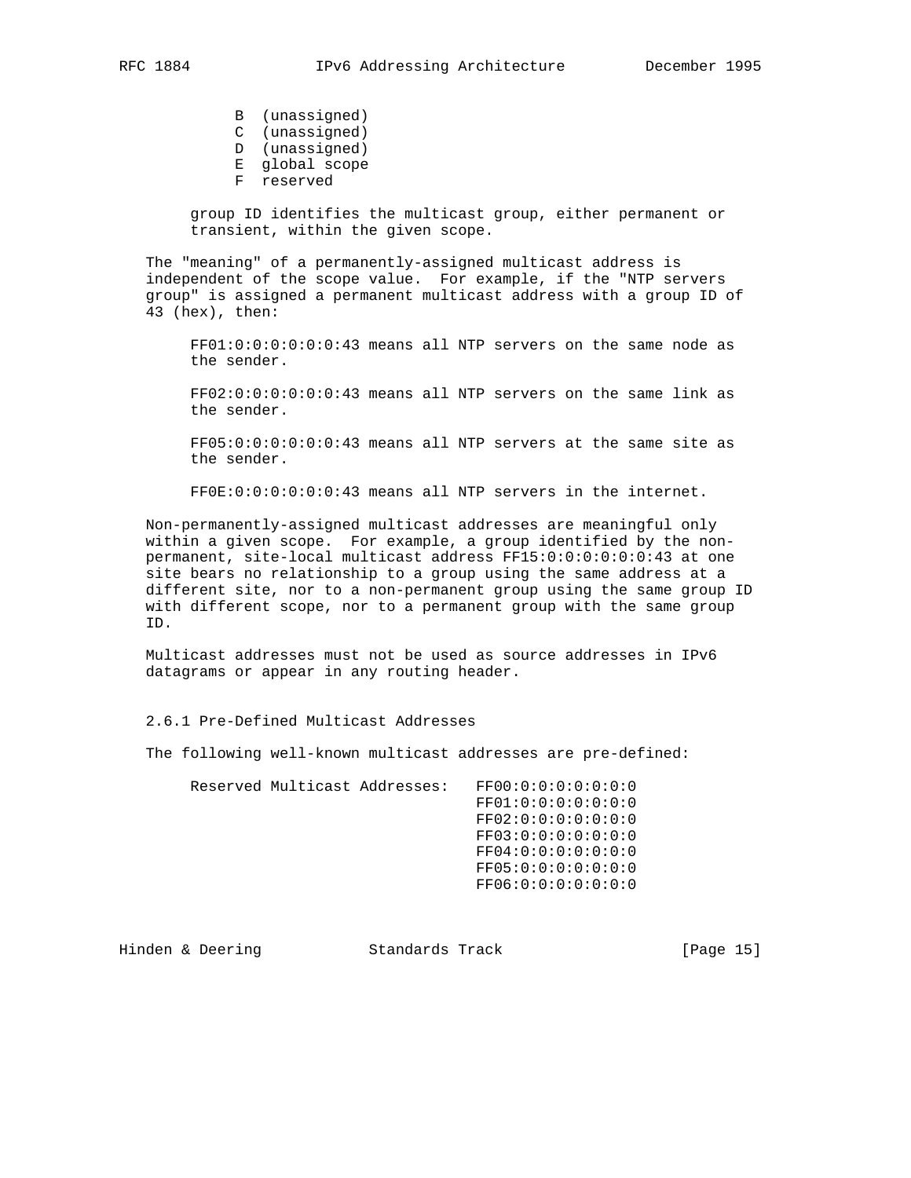B (unassigned)
C (unassigned)
D (unassigned)
E global scope
F reserved

group ID identifies the multicast group, either permanent or transient, within the given scope.

The "meaning" of a permanently-assigned multicast address is independent of the scope value. For example, if the "NTP servers group" is assigned a permanent multicast address with a group ID of 43 (hex), then:

FF01:0:0:0:0:0:0:43 means all NTP servers on the same node as the sender.

FF02:0:0:0:0:0:0:43 means all NTP servers on the same link as the sender.

FF05:0:0:0:0:0:0:43 means all NTP servers at the same site as the sender.

FF0E:0:0:0:0:0:0:43 means all NTP servers in the internet.

Non-permanently-assigned multicast addresses are meaningful only within a given scope. For example, a group identified by the non-permanent, site-local multicast address FF15:0:0:0:0:0:0:43 at one site bears no relationship to a group using the same address at a different site, nor to a non-permanent group using the same group ID with different scope, nor to a permanent group with the same group ID.

Multicast addresses must not be used as source addresses in IPv6 datagrams or appear in any routing header.

### 2.6.1 Pre-Defined Multicast Addresses

The following well-known multicast addresses are pre-defined:

```
Reserved Multicast Addresses:   FF00:0:0:0:0:0:0:0
                                FF01:0:0:0:0:0:0:0
                                FF02:0:0:0:0:0:0:0
                                FF03:0:0:0:0:0:0:0
                                FF04:0:0:0:0:0:0:0
                                FF05:0:0:0:0:0:0:0
                                FF06:0:0:0:0:0:0:0
```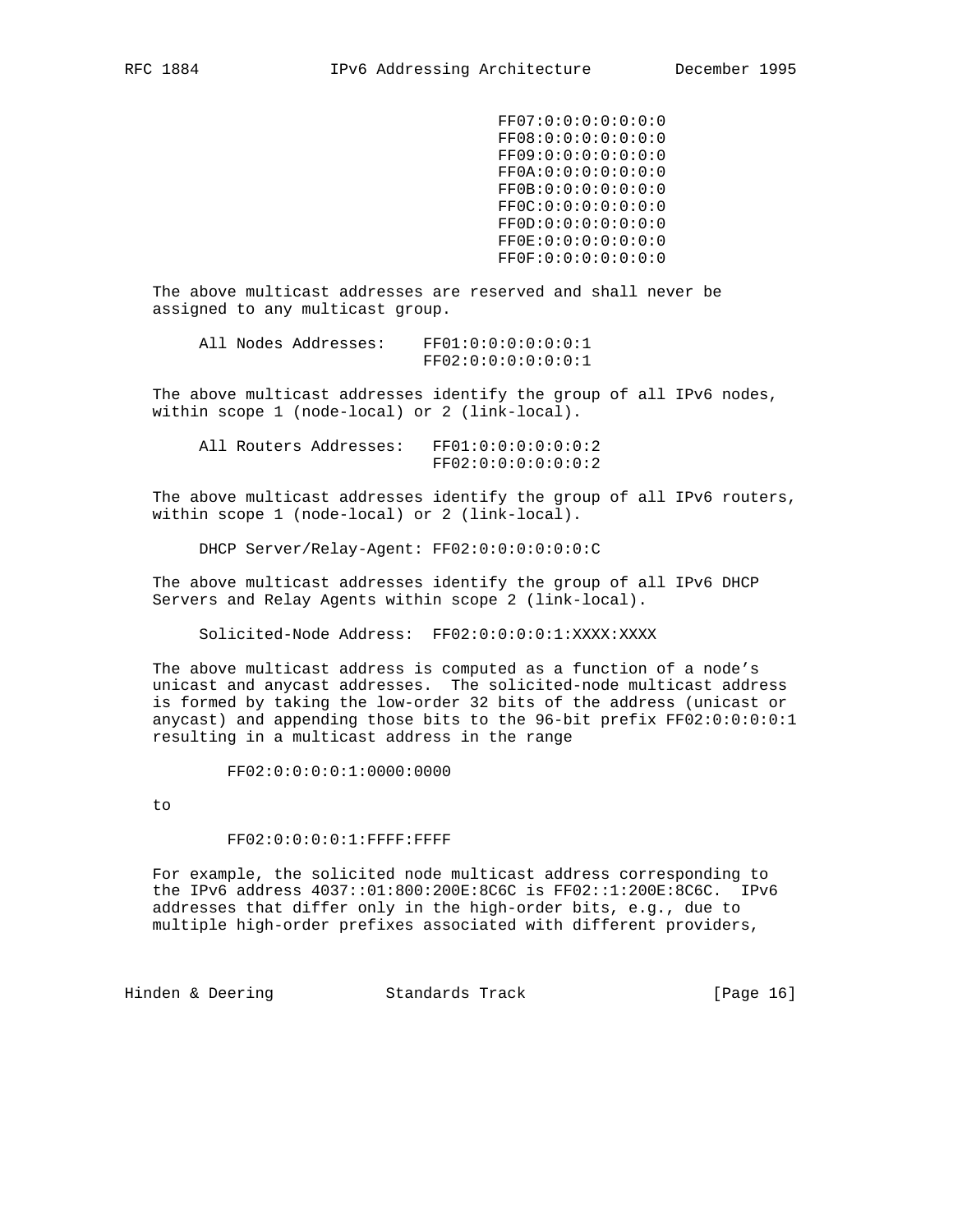```
FF07:0:0:0:0:0:0:0
FF08:0:0:0:0:0:0:0
FF09:0:0:0:0:0:0:0
FF0A:0:0:0:0:0:0:0
FF0B:0:0:0:0:0:0:0
FF0C:0:0:0:0:0:0:0
FF0D:0:0:0:0:0:0:0
FF0E:0:0:0:0:0:0:0
FF0F:0:0:0:0:0:0:0
```

The above multicast addresses are reserved and shall never be assigned to any multicast group.

```
All Nodes Addresses:    FF01:0:0:0:0:0:0:1
                        FF02:0:0:0:0:0:0:1
```

The above multicast addresses identify the group of all IPv6 nodes, within scope 1 (node-local) or 2 (link-local).

```
All Routers Addresses:   FF01:0:0:0:0:0:0:2
                         FF02:0:0:0:0:0:0:2
```

The above multicast addresses identify the group of all IPv6 routers, within scope 1 (node-local) or 2 (link-local).

```
DHCP Server/Relay-Agent: FF02:0:0:0:0:0:0:C
```

The above multicast addresses identify the group of all IPv6 DHCP Servers and Relay Agents within scope 2 (link-local).

```
Solicited-Node Address:  FF02:0:0:0:0:1:XXXX:XXXX
```

The above multicast address is computed as a function of a node's unicast and anycast addresses. The solicited-node multicast address is formed by taking the low-order 32 bits of the address (unicast or anycast) and appending those bits to the 96-bit prefix FF02:0:0:0:0:1 resulting in a multicast address in the range

```
FF02:0:0:0:0:1:0000:0000
```

to

```
FF02:0:0:0:0:1:FFFF:FFFF
```

For example, the solicited node multicast address corresponding to the IPv6 address 4037::01:800:200E:8C6C is FF02::1:200E:8C6C. IPv6 addresses that differ only in the high-order bits, e.g., due to multiple high-order prefixes associated with different providers,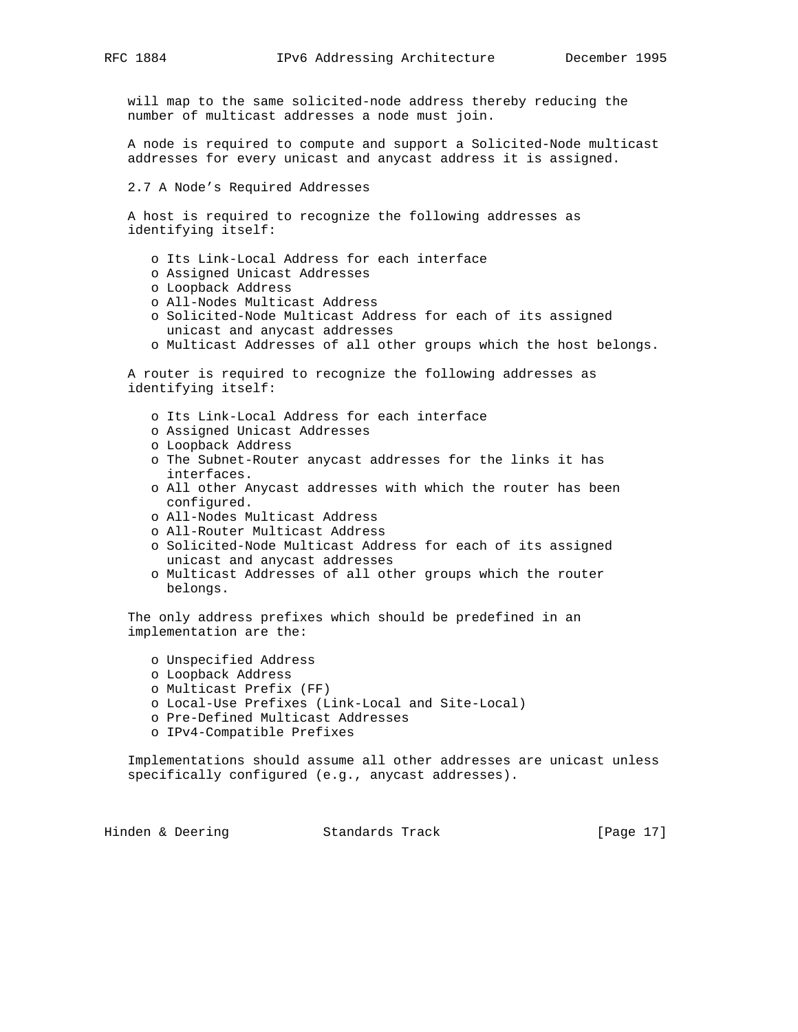will map to the same solicited-node address thereby reducing the number of multicast addresses a node must join.

A node is required to compute and support a Solicited-Node multicast addresses for every unicast and anycast address it is assigned.

## 2.7 A Node's Required Addresses

A host is required to recognize the following addresses as identifying itself:

- Its Link-Local Address for each interface
- Assigned Unicast Addresses
- Loopback Address
- All-Nodes Multicast Address
- Solicited-Node Multicast Address for each of its assigned unicast and anycast addresses
- Multicast Addresses of all other groups which the host belongs.

A router is required to recognize the following addresses as identifying itself:

- Its Link-Local Address for each interface
- Assigned Unicast Addresses
- Loopback Address
- The Subnet-Router anycast addresses for the links it has interfaces.
- All other Anycast addresses with which the router has been configured.
- All-Nodes Multicast Address
- All-Router Multicast Address
- Solicited-Node Multicast Address for each of its assigned unicast and anycast addresses
- Multicast Addresses of all other groups which the router belongs.

The only address prefixes which should be predefined in an implementation are the:

- Unspecified Address
- Loopback Address
- Multicast Prefix (FF)
- Local-Use Prefixes (Link-Local and Site-Local)
- Pre-Defined Multicast Addresses
- IPv4-Compatible Prefixes

Implementations should assume all other addresses are unicast unless specifically configured (e.g., anycast addresses).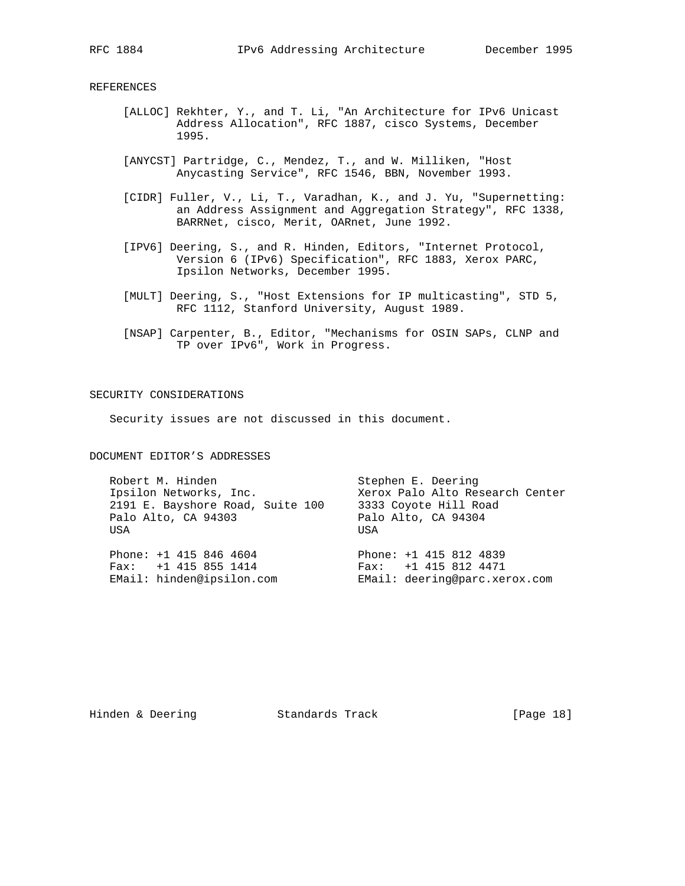## REFERENCES

[ALLOC] Rekhter, Y., and T. Li, "An Architecture for IPv6 Unicast Address Allocation", RFC 1887, cisco Systems, December 1995.

[ANYCST] Partridge, C., Mendez, T., and W. Milliken, "Host Anycasting Service", RFC 1546, BBN, November 1993.

[CIDR] Fuller, V., Li, T., Varadhan, K., and J. Yu, "Supernetting: an Address Assignment and Aggregation Strategy", RFC 1338, BARRNet, cisco, Merit, OARnet, June 1992.

[IPV6] Deering, S., and R. Hinden, Editors, "Internet Protocol, Version 6 (IPv6) Specification", RFC 1883, Xerox PARC, Ipsilon Networks, December 1995.

[MULT] Deering, S., "Host Extensions for IP multicasting", STD 5, RFC 1112, Stanford University, August 1989.

[NSAP] Carpenter, B., Editor, "Mechanisms for OSIN SAPs, CLNP and TP over IPv6", Work in Progress.

## SECURITY CONSIDERATIONS

Security issues are not discussed in this document.

## DOCUMENT EDITOR’S ADDRESSES

Robert M. Hinden
Ipsilon Networks, Inc.
2191 E. Bayshore Road, Suite 100
Palo Alto, CA 94303
USA

Phone: +1 415 846 4604
Fax: +1 415 855 1414
EMail: hinden@ipsilon.com

Stephen E. Deering
Xerox Palo Alto Research Center
3333 Coyote Hill Road
Palo Alto, CA 94304
USA

Phone: +1 415 812 4839
Fax: +1 415 812 4471
EMail: deering@parc.xerox.com